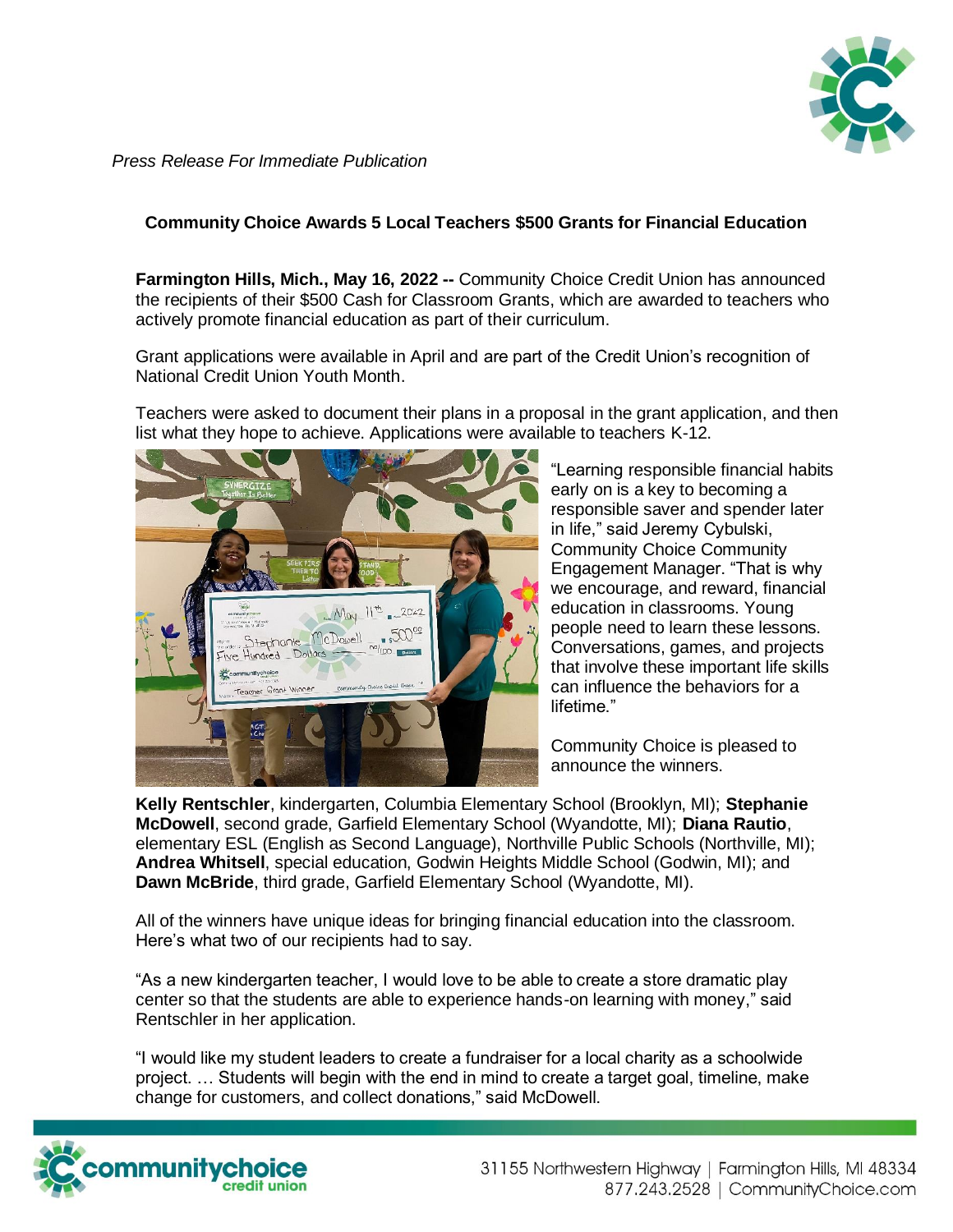*Press Release For Immediate Publication*

## Community Choice Awards 5 Local Teachers $500 Grants for Financial Education

**Farmington Hills, Mich., May 16, 2022 --** Community Choice Credit Union has announced the recipients of their $500 Cash for Classroom Grants, which are awarded to teachers who actively promote financial education as part of their curriculum.

Grant applications were available in April and are part of the Credit Union's recognition of National Credit Union Youth Month.

Teachers were asked to document their plans in a proposal in the grant application, and then list what they hope to achieve. Applications were available to teachers K-12.

"Learning responsible financial habits early on is a key to becoming a responsible saver and spender later in life," said Jeremy Cybulski, Community Choice Community Engagement Manager. "That is why we encourage, and reward, financial education in classrooms. Young people need to learn these lessons. Conversations, games, and projects that involve these important life skills can influence the behaviors for a lifetime."

Community Choice is pleased to announce the winners.

**Kelly Rentschler**, kindergarten, Columbia Elementary School (Brooklyn, MI); **Stephanie McDowell**, second grade, Garfield Elementary School (Wyandotte, MI); **Diana Rautio**, elementary ESL (English as Second Language), Northville Public Schools (Northville, MI); **Andrea Whitsell**, special education, Godwin Heights Middle School (Godwin, MI); and **Dawn McBride**, third grade, Garfield Elementary School (Wyandotte, MI).

All of the winners have unique ideas for bringing financial education into the classroom. Here's what two of our recipients had to say.

"As a new kindergarten teacher, I would love to be able to create a store dramatic play center so that the students are able to experience hands-on learning with money," said Rentschler in her application.

"I would like my student leaders to create a fundraiser for a local charity as a schoolwide project. … Students will begin with the end in mind to create a target goal, timeline, make change for customers, and collect donations," said McDowell.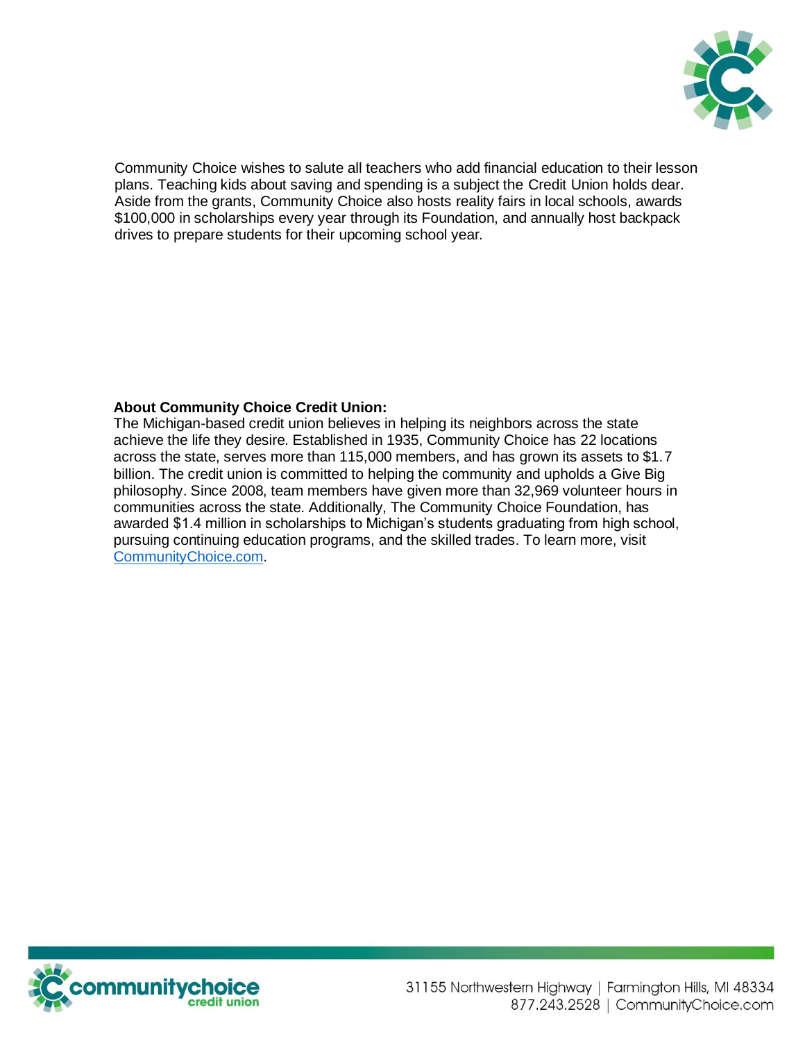Community Choice wishes to salute all teachers who add financial education to their lesson plans. Teaching kids about saving and spending is a subject the Credit Union holds dear. Aside from the grants, Community Choice also hosts reality fairs in local schools, awards $100,000 in scholarships every year through its Foundation, and annually host backpack drives to prepare students for their upcoming school year.

**About Community Choice Credit Union:**
The Michigan-based credit union believes in helping its neighbors across the state achieve the life they desire. Established in 1935, Community Choice has 22 locations across the state, serves more than 115,000 members, and has grown its assets to $1.7 billion. The credit union is committed to helping the community and upholds a Give Big philosophy. Since 2008, team members have given more than 32,969 volunteer hours in communities across the state. Additionally, The Community Choice Foundation, has awarded $1.4 million in scholarships to Michigan's students graduating from high school, pursuing continuing education programs, and the skilled trades. To learn more, visit CommunityChoice.com.